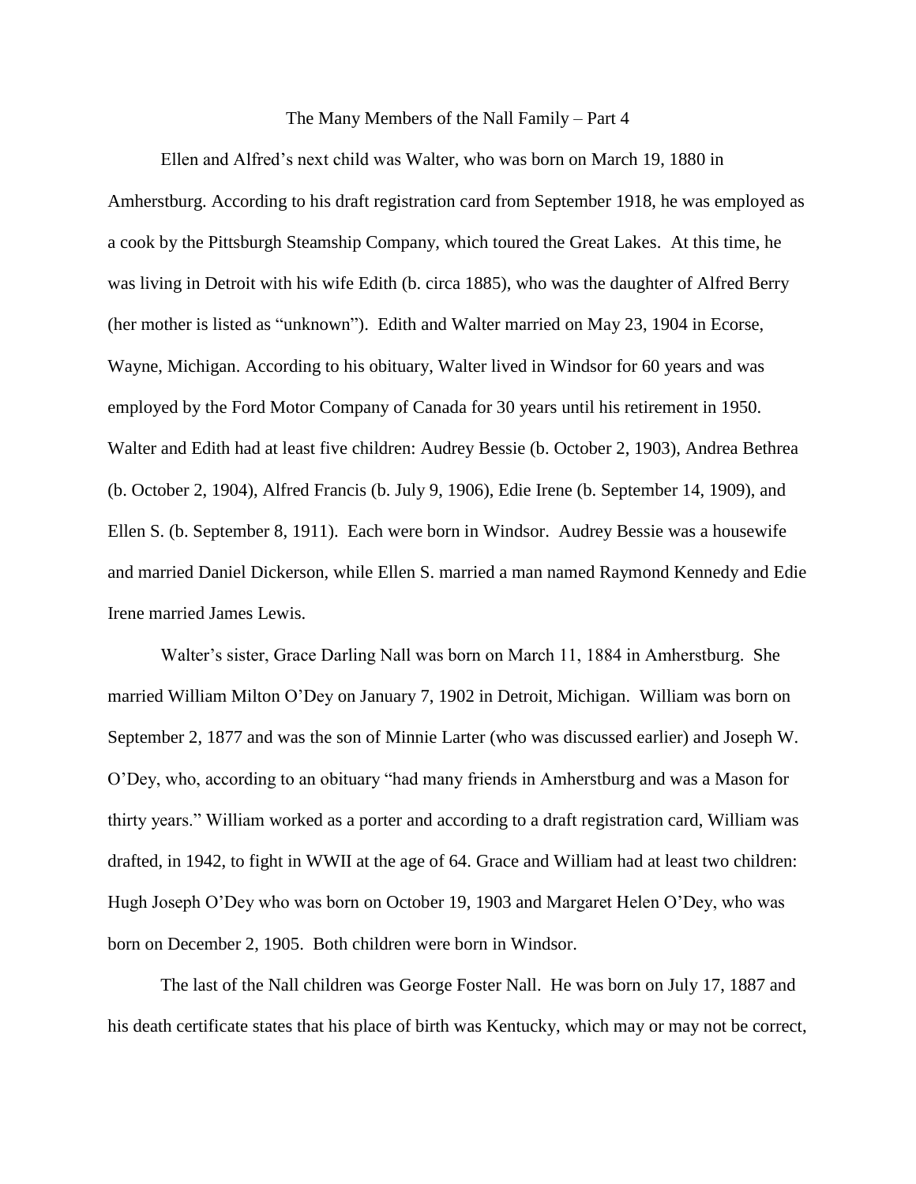# The Many Members of the Nall Family – Part 4

Ellen and Alfred's next child was Walter, who was born on March 19, 1880 in Amherstburg. According to his draft registration card from September 1918, he was employed as a cook by the Pittsburgh Steamship Company, which toured the Great Lakes. At this time, he was living in Detroit with his wife Edith (b. circa 1885), who was the daughter of Alfred Berry (her mother is listed as "unknown"). Edith and Walter married on May 23, 1904 in Ecorse, Wayne, Michigan. According to his obituary, Walter lived in Windsor for 60 years and was employed by the Ford Motor Company of Canada for 30 years until his retirement in 1950. Walter and Edith had at least five children: Audrey Bessie (b. October 2, 1903), Andrea Bethrea (b. October 2, 1904), Alfred Francis (b. July 9, 1906), Edie Irene (b. September 14, 1909), and Ellen S. (b. September 8, 1911). Each were born in Windsor. Audrey Bessie was a housewife and married Daniel Dickerson, while Ellen S. married a man named Raymond Kennedy and Edie Irene married James Lewis.

Walter's sister, Grace Darling Nall was born on March 11, 1884 in Amherstburg. She married William Milton O'Dey on January 7, 1902 in Detroit, Michigan. William was born on September 2, 1877 and was the son of Minnie Larter (who was discussed earlier) and Joseph W. O'Dey, who, according to an obituary "had many friends in Amherstburg and was a Mason for thirty years." William worked as a porter and according to a draft registration card, William was drafted, in 1942, to fight in WWII at the age of 64. Grace and William had at least two children: Hugh Joseph O'Dey who was born on October 19, 1903 and Margaret Helen O'Dey, who was born on December 2, 1905. Both children were born in Windsor.

The last of the Nall children was George Foster Nall. He was born on July 17, 1887 and his death certificate states that his place of birth was Kentucky, which may or may not be correct,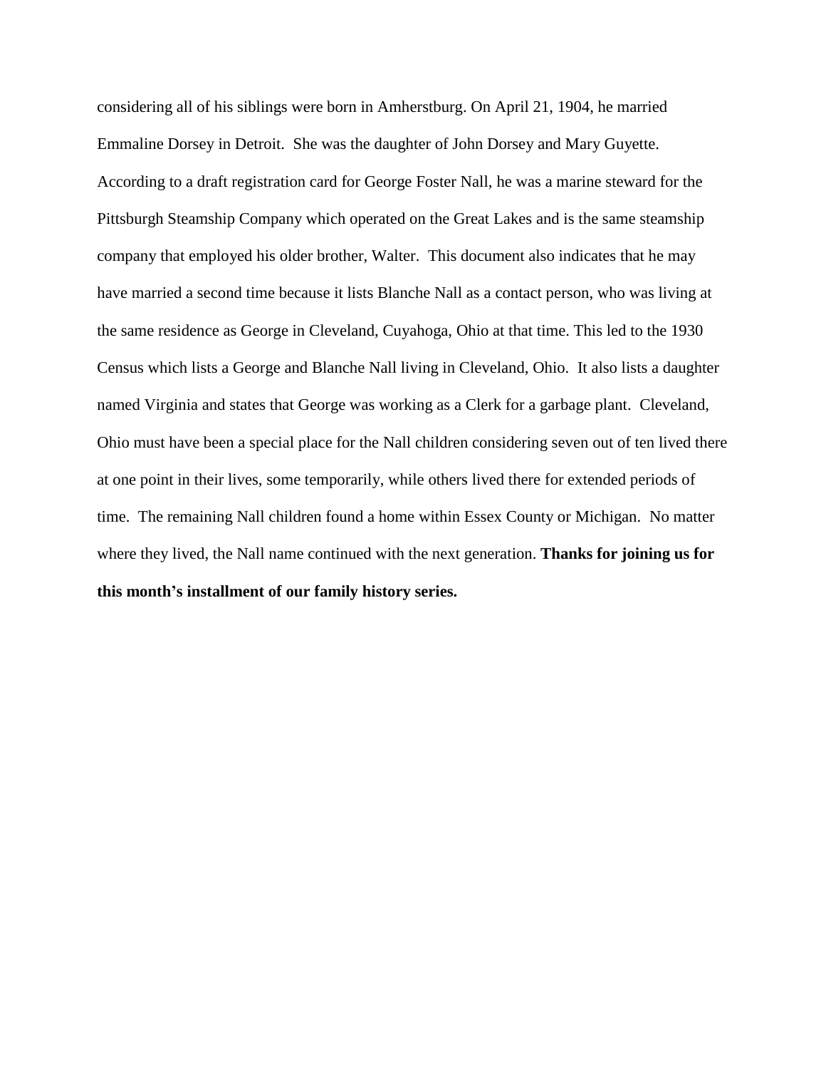considering all of his siblings were born in Amherstburg. On April 21, 1904, he married Emmaline Dorsey in Detroit. She was the daughter of John Dorsey and Mary Guyette. According to a draft registration card for George Foster Nall, he was a marine steward for the Pittsburgh Steamship Company which operated on the Great Lakes and is the same steamship company that employed his older brother, Walter. This document also indicates that he may have married a second time because it lists Blanche Nall as a contact person, who was living at the same residence as George in Cleveland, Cuyahoga, Ohio at that time. This led to the 1930 Census which lists a George and Blanche Nall living in Cleveland, Ohio. It also lists a daughter named Virginia and states that George was working as a Clerk for a garbage plant. Cleveland, Ohio must have been a special place for the Nall children considering seven out of ten lived there at one point in their lives, some temporarily, while others lived there for extended periods of time. The remaining Nall children found a home within Essex County or Michigan. No matter where they lived, the Nall name continued with the next generation. **Thanks for joining us for this month's installment of our family history series.**